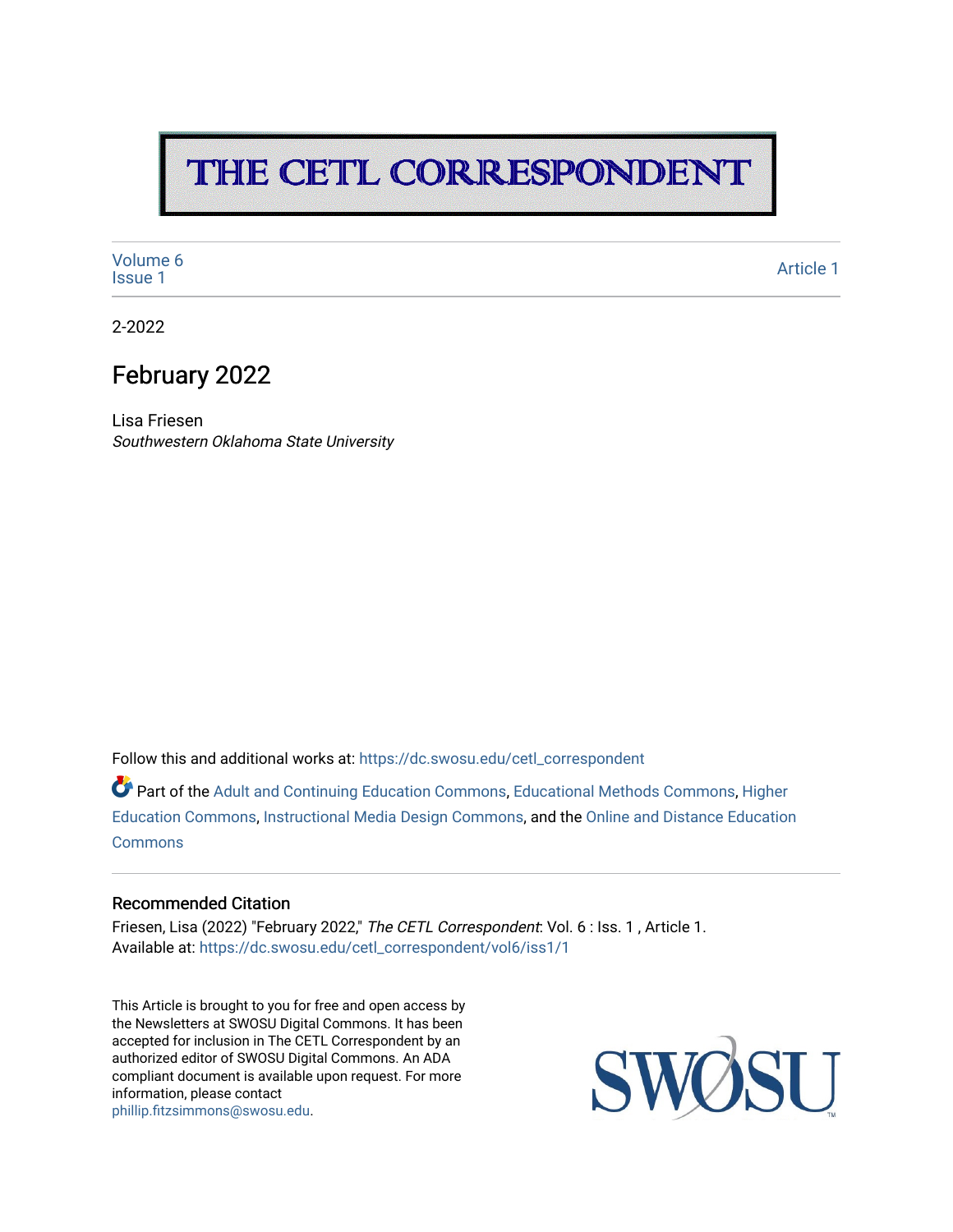# THE CETL CORRESPONDENT

Volume 6
Issue 1

Article 1

2-2022

## February 2022

Lisa Friesen
*Southwestern Oklahoma State University*

Follow this and additional works at: https://dc.swosu.edu/cetl_correspondent

Part of the Adult and Continuing Education Commons, Educational Methods Commons, Higher Education Commons, Instructional Media Design Commons, and the Online and Distance Education Commons

### Recommended Citation

Friesen, Lisa (2022) "February 2022," *The CETL Correspondent*: Vol. 6 : Iss. 1 , Article 1.
Available at: https://dc.swosu.edu/cetl_correspondent/vol6/iss1/1

This Article is brought to you for free and open access by the Newsletters at SWOSU Digital Commons. It has been accepted for inclusion in The CETL Correspondent by an authorized editor of SWOSU Digital Commons. An ADA compliant document is available upon request. For more information, please contact phillip.fitzsimmons@swosu.edu.

SWOSU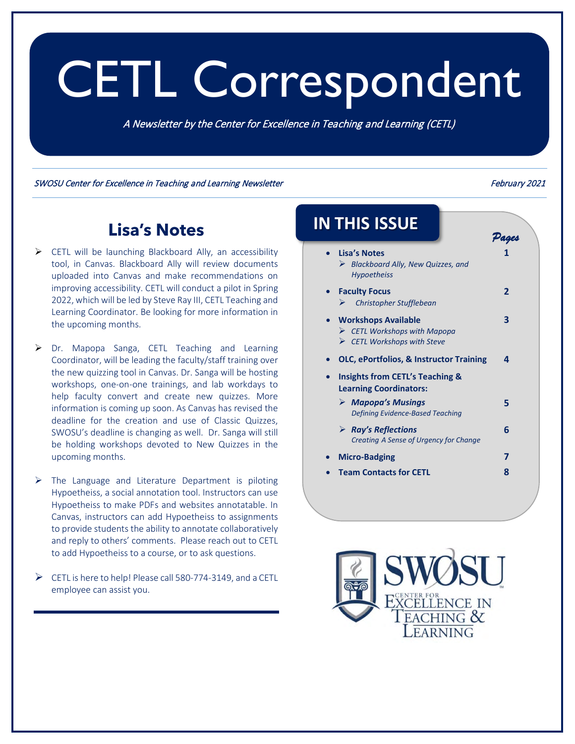# CETL Correspondent

*A Newsletter by the Center for Excellence in Teaching and Learning (CETL)*

*SWOSU Center for Excellence in Teaching and Learning Newsletter* *February 2021*

## Lisa's Notes

- CETL will be launching Blackboard Ally, an accessibility tool, in Canvas. Blackboard Ally will review documents uploaded into Canvas and make recommendations on improving accessibility. CETL will conduct a pilot in Spring 2022, which will be led by Steve Ray III, CETL Teaching and Learning Coordinator. Be looking for more information in the upcoming months.
- Dr. Mapopa Sanga, CETL Teaching and Learning Coordinator, will be leading the faculty/staff training over the new quizzing tool in Canvas. Dr. Sanga will be hosting workshops, one-on-one trainings, and lab workdays to help faculty convert and create new quizzes. More information is coming up soon. As Canvas has revised the deadline for the creation and use of Classic Quizzes, SWOSU's deadline is changing as well. Dr. Sanga will still be holding workshops devoted to New Quizzes in the upcoming months.
- The Language and Literature Department is piloting Hypoetheiss, a social annotation tool. Instructors can use Hypoetheiss to make PDFs and websites annotatable. In Canvas, instructors can add Hypoetheiss to assignments to provide students the ability to annotate collaboratively and reply to others' comments. Please reach out to CETL to add Hypoetheiss to a course, or to ask questions.
- CETL is here to help! Please call 580-774-3149, and a CETL employee can assist you.

## IN THIS ISSUE

| | Pages |
|---|---|
| **Lisa's Notes** | **1** |
| *Blackboard Ally, New Quizzes, and Hypoetheiss* | |
| **Faculty Focus** | **2** |
| *Christopher Stufflebean* | |
| **Workshops Available** | **3** |
| *CETL Workshops with Mapopa* | |
| *CETL Workshops with Steve* | |
| **OLC, ePortfolios, & Instructor Training** | **4** |
| **Insights from CETL's Teaching & Learning Coordinators:** | |
| ***Mapopa's Musings*** *Defining Evidence-Based Teaching* | **5** |
| ***Ray's Reflections*** *Creating A Sense of Urgency for Change* | **6** |
| **Micro-Badging** | **7** |
| **Team Contacts for CETL** | **8** |

SWOSU Center for Excellence in Teaching & Learning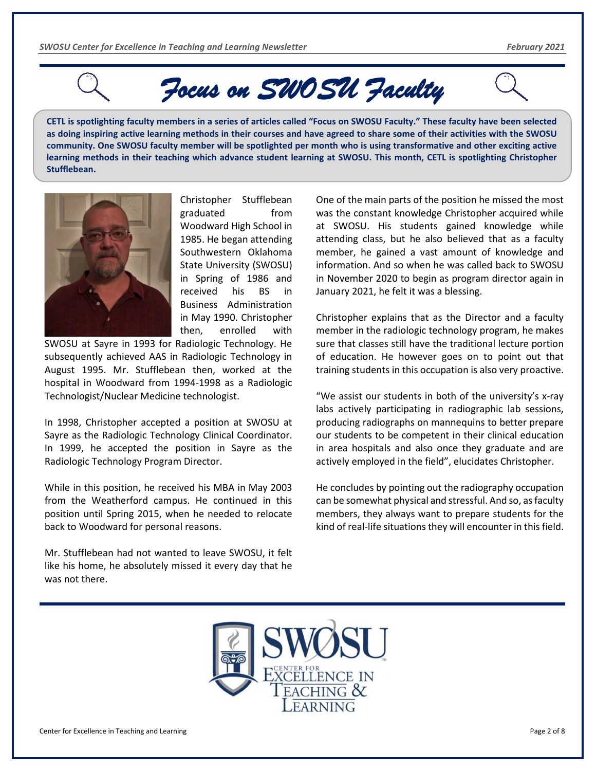# *Focus on SWOSU Faculty*

**CETL is spotlighting faculty members in a series of articles called "Focus on SWOSU Faculty." These faculty have been selected as doing inspiring active learning methods in their courses and have agreed to share some of their activities with the SWOSU community. One SWOSU faculty member will be spotlighted per month who is using transformative and other exciting active learning methods in their teaching which advance student learning at SWOSU. This month, CETL is spotlighting Christopher Stufflebean.**

Christopher Stufflebean graduated from Woodward High School in 1985. He began attending Southwestern Oklahoma State University (SWOSU) in Spring of 1986 and received his BS in Business Administration in May 1990. Christopher then, enrolled with SWOSU at Sayre in 1993 for Radiologic Technology. He subsequently achieved AAS in Radiologic Technology in August 1995. Mr. Stufflebean then, worked at the hospital in Woodward from 1994-1998 as a Radiologic Technologist/Nuclear Medicine technologist.

In 1998, Christopher accepted a position at SWOSU at Sayre as the Radiologic Technology Clinical Coordinator. In 1999, he accepted the position in Sayre as the Radiologic Technology Program Director.

While in this position, he received his MBA in May 2003 from the Weatherford campus. He continued in this position until Spring 2015, when he needed to relocate back to Woodward for personal reasons.

Mr. Stufflebean had not wanted to leave SWOSU, it felt like his home, he absolutely missed it every day that he was not there.

One of the main parts of the position he missed the most was the constant knowledge Christopher acquired while at SWOSU. His students gained knowledge while attending class, but he also believed that as a faculty member, he gained a vast amount of knowledge and information. And so when he was called back to SWOSU in November 2020 to begin as program director again in January 2021, he felt it was a blessing.

Christopher explains that as the Director and a faculty member in the radiologic technology program, he makes sure that classes still have the traditional lecture portion of education. He however goes on to point out that training students in this occupation is also very proactive.

"We assist our students in both of the university's x-ray labs actively participating in radiographic lab sessions, producing radiographs on mannequins to better prepare our students to be competent in their clinical education in area hospitals and also once they graduate and are actively employed in the field", elucidates Christopher.

He concludes by pointing out the radiography occupation can be somewhat physical and stressful. And so, as faculty members, they always want to prepare students for the kind of real-life situations they will encounter in this field.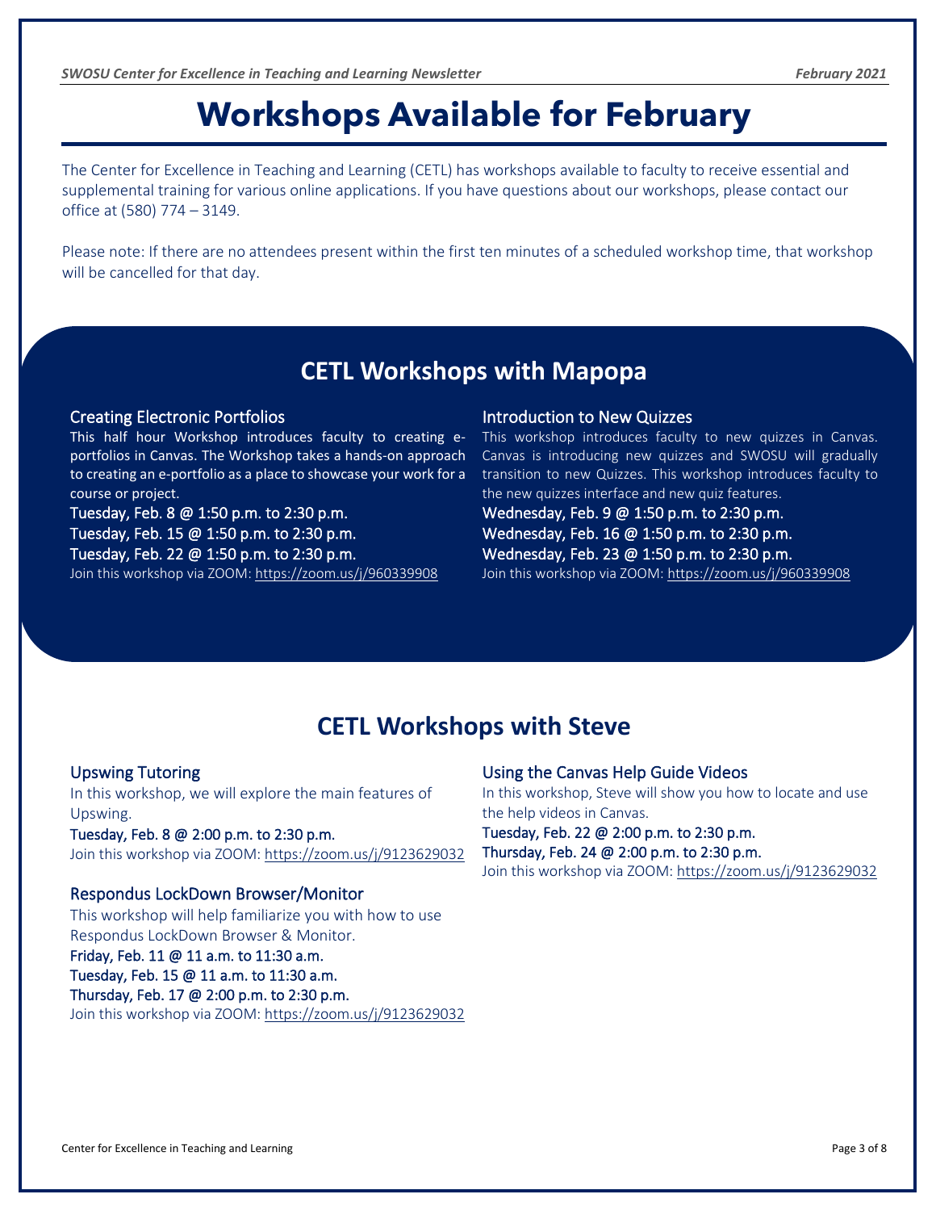# Workshops Available for February

The Center for Excellence in Teaching and Learning (CETL) has workshops available to faculty to receive essential and supplemental training for various online applications. If you have questions about our workshops, please contact our office at (580) 774 – 3149.

Please note: If there are no attendees present within the first ten minutes of a scheduled workshop time, that workshop will be cancelled for that day.

## CETL Workshops with Mapopa

### Creating Electronic Portfolios

This half hour Workshop introduces faculty to creating e-portfolios in Canvas. The Workshop takes a hands-on approach to creating an e-portfolio as a place to showcase your work for a course or project.

Tuesday, Feb. 8 @ 1:50 p.m. to 2:30 p.m.
Tuesday, Feb. 15 @ 1:50 p.m. to 2:30 p.m.
Tuesday, Feb. 22 @ 1:50 p.m. to 2:30 p.m.

Join this workshop via ZOOM: https://zoom.us/j/960339908

### Introduction to New Quizzes

This workshop introduces faculty to new quizzes in Canvas. Canvas is introducing new quizzes and SWOSU will gradually transition to new Quizzes. This workshop introduces faculty to the new quizzes interface and new quiz features.

Wednesday, Feb. 9 @ 1:50 p.m. to 2:30 p.m.
Wednesday, Feb. 16 @ 1:50 p.m. to 2:30 p.m.
Wednesday, Feb. 23 @ 1:50 p.m. to 2:30 p.m.

Join this workshop via ZOOM: https://zoom.us/j/960339908

## CETL Workshops with Steve

### Upswing Tutoring

In this workshop, we will explore the main features of Upswing.

Tuesday, Feb. 8 @ 2:00 p.m. to 2:30 p.m.

Join this workshop via ZOOM: https://zoom.us/j/9123629032

### Respondus LockDown Browser/Monitor

This workshop will help familiarize you with how to use Respondus LockDown Browser & Monitor.

Friday, Feb. 11 @ 11 a.m. to 11:30 a.m.
Tuesday, Feb. 15 @ 11 a.m. to 11:30 a.m.
Thursday, Feb. 17 @ 2:00 p.m. to 2:30 p.m.

Join this workshop via ZOOM: https://zoom.us/j/9123629032

### Using the Canvas Help Guide Videos

In this workshop, Steve will show you how to locate and use the help videos in Canvas.

Tuesday, Feb. 22 @ 2:00 p.m. to 2:30 p.m.
Thursday, Feb. 24 @ 2:00 p.m. to 2:30 p.m.

Join this workshop via ZOOM: https://zoom.us/j/9123629032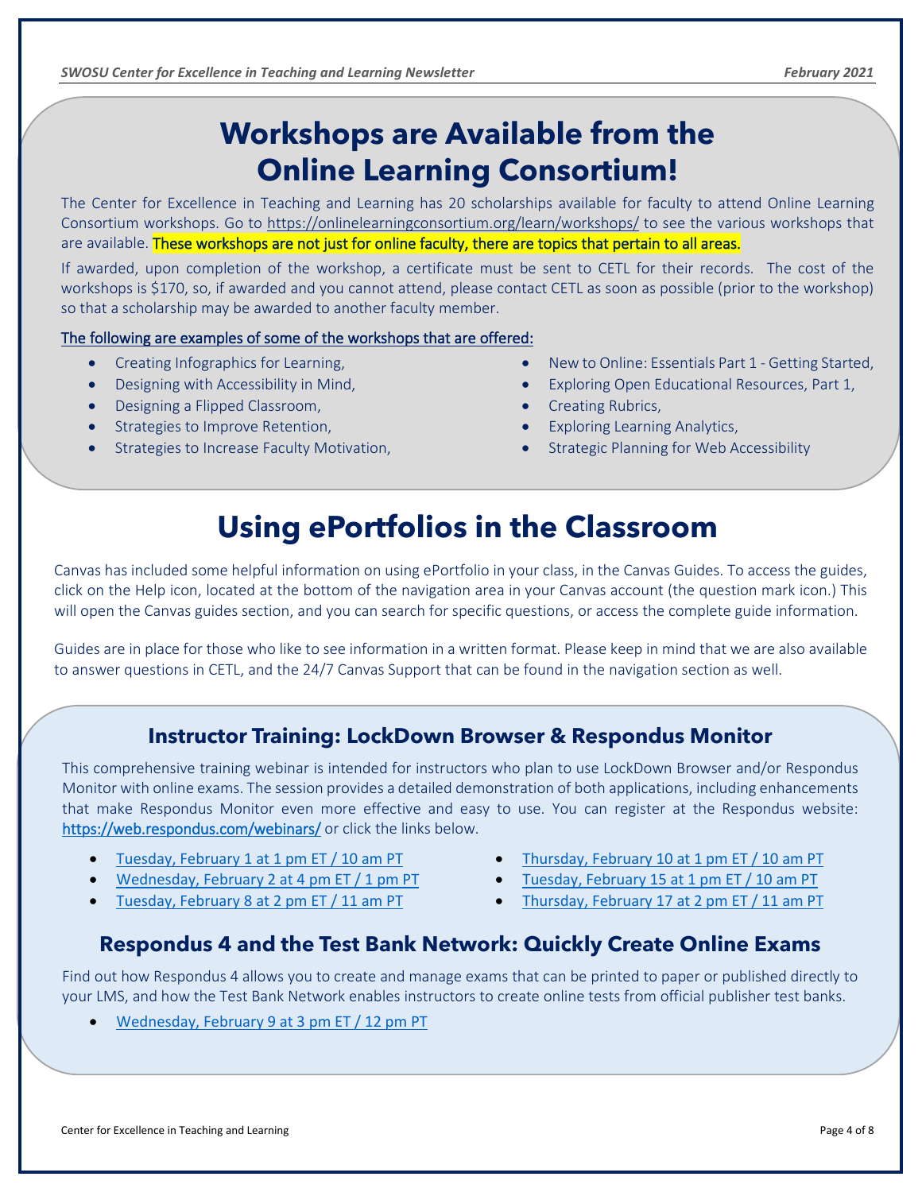# Workshops are Available from the Online Learning Consortium!

The Center for Excellence in Teaching and Learning has 20 scholarships available for faculty to attend Online Learning Consortium workshops. Go to https://onlinelearningconsortium.org/learn/workshops/ to see the various workshops that are available. These workshops are not just for online faculty, there are topics that pertain to all areas.

If awarded, upon completion of the workshop, a certificate must be sent to CETL for their records. The cost of the workshops is $170, so, if awarded and you cannot attend, please contact CETL as soon as possible (prior to the workshop) so that a scholarship may be awarded to another faculty member.

The following are examples of some of the workshops that are offered:

- Creating Infographics for Learning,
- Designing with Accessibility in Mind,
- Designing a Flipped Classroom,
- Strategies to Improve Retention,
- Strategies to Increase Faculty Motivation,
- New to Online: Essentials Part 1 - Getting Started,
- Exploring Open Educational Resources, Part 1,
- Creating Rubrics,
- Exploring Learning Analytics,
- Strategic Planning for Web Accessibility

# Using ePortfolios in the Classroom

Canvas has included some helpful information on using ePortfolio in your class, in the Canvas Guides. To access the guides, click on the Help icon, located at the bottom of the navigation area in your Canvas account (the question mark icon.) This will open the Canvas guides section, and you can search for specific questions, or access the complete guide information.

Guides are in place for those who like to see information in a written format. Please keep in mind that we are also available to answer questions in CETL, and the 24/7 Canvas Support that can be found in the navigation section as well.

## Instructor Training: LockDown Browser & Respondus Monitor

This comprehensive training webinar is intended for instructors who plan to use LockDown Browser and/or Respondus Monitor with online exams. The session provides a detailed demonstration of both applications, including enhancements that make Respondus Monitor even more effective and easy to use. You can register at the Respondus website: https://web.respondus.com/webinars/ or click the links below.

- Tuesday, February 1 at 1 pm ET / 10 am PT
- Wednesday, February 2 at 4 pm ET / 1 pm PT
- Tuesday, February 8 at 2 pm ET / 11 am PT
- Thursday, February 10 at 1 pm ET / 10 am PT
- Tuesday, February 15 at 1 pm ET / 10 am PT
- Thursday, February 17 at 2 pm ET / 11 am PT

## Respondus 4 and the Test Bank Network: Quickly Create Online Exams

Find out how Respondus 4 allows you to create and manage exams that can be printed to paper or published directly to your LMS, and how the Test Bank Network enables instructors to create online tests from official publisher test banks.

- Wednesday, February 9 at 3 pm ET / 12 pm PT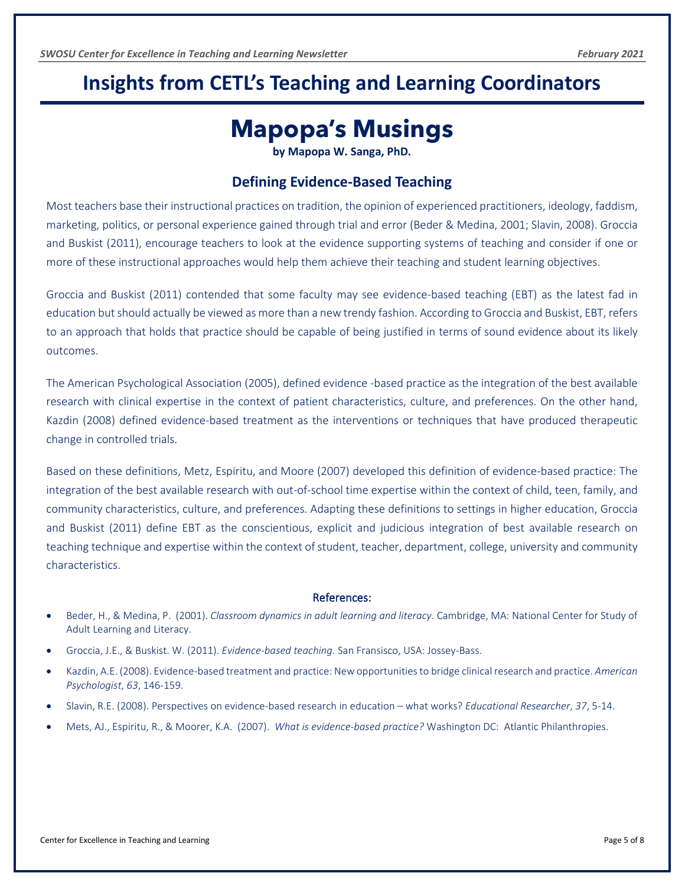# Insights from CETL's Teaching and Learning Coordinators

# Mapopa's Musings

**by Mapopa W. Sanga, PhD.**

## Defining Evidence-Based Teaching

Most teachers base their instructional practices on tradition, the opinion of experienced practitioners, ideology, faddism, marketing, politics, or personal experience gained through trial and error (Beder & Medina, 2001; Slavin, 2008). Groccia and Buskist (2011), encourage teachers to look at the evidence supporting systems of teaching and consider if one or more of these instructional approaches would help them achieve their teaching and student learning objectives.

Groccia and Buskist (2011) contended that some faculty may see evidence-based teaching (EBT) as the latest fad in education but should actually be viewed as more than a new trendy fashion. According to Groccia and Buskist, EBT, refers to an approach that holds that practice should be capable of being justified in terms of sound evidence about its likely outcomes.

The American Psychological Association (2005), defined evidence -based practice as the integration of the best available research with clinical expertise in the context of patient characteristics, culture, and preferences. On the other hand, Kazdin (2008) defined evidence-based treatment as the interventions or techniques that have produced therapeutic change in controlled trials.

Based on these definitions, Metz, Espiritu, and Moore (2007) developed this definition of evidence-based practice: The integration of the best available research with out-of-school time expertise within the context of child, teen, family, and community characteristics, culture, and preferences. Adapting these definitions to settings in higher education, Groccia and Buskist (2011) define EBT as the conscientious, explicit and judicious integration of best available research on teaching technique and expertise within the context of student, teacher, department, college, university and community characteristics.

### References:

- Beder, H., & Medina, P. (2001). *Classroom dynamics in adult learning and literacy*. Cambridge, MA: National Center for Study of Adult Learning and Literacy.
- Groccia, J.E., & Buskist. W. (2011). *Evidence-based teaching*. San Fransisco, USA: Jossey-Bass.
- Kazdin, A.E. (2008). Evidence-based treatment and practice: New opportunities to bridge clinical research and practice. *American Psychologist*, *63*, 146-159.
- Slavin, R.E. (2008). Perspectives on evidence-based research in education – what works? *Educational Researcher*, *37*, 5-14.
- Mets, AJ., Espiritu, R., & Moorer, K.A. (2007). *What is evidence-based practice?* Washington DC: Atlantic Philanthropies.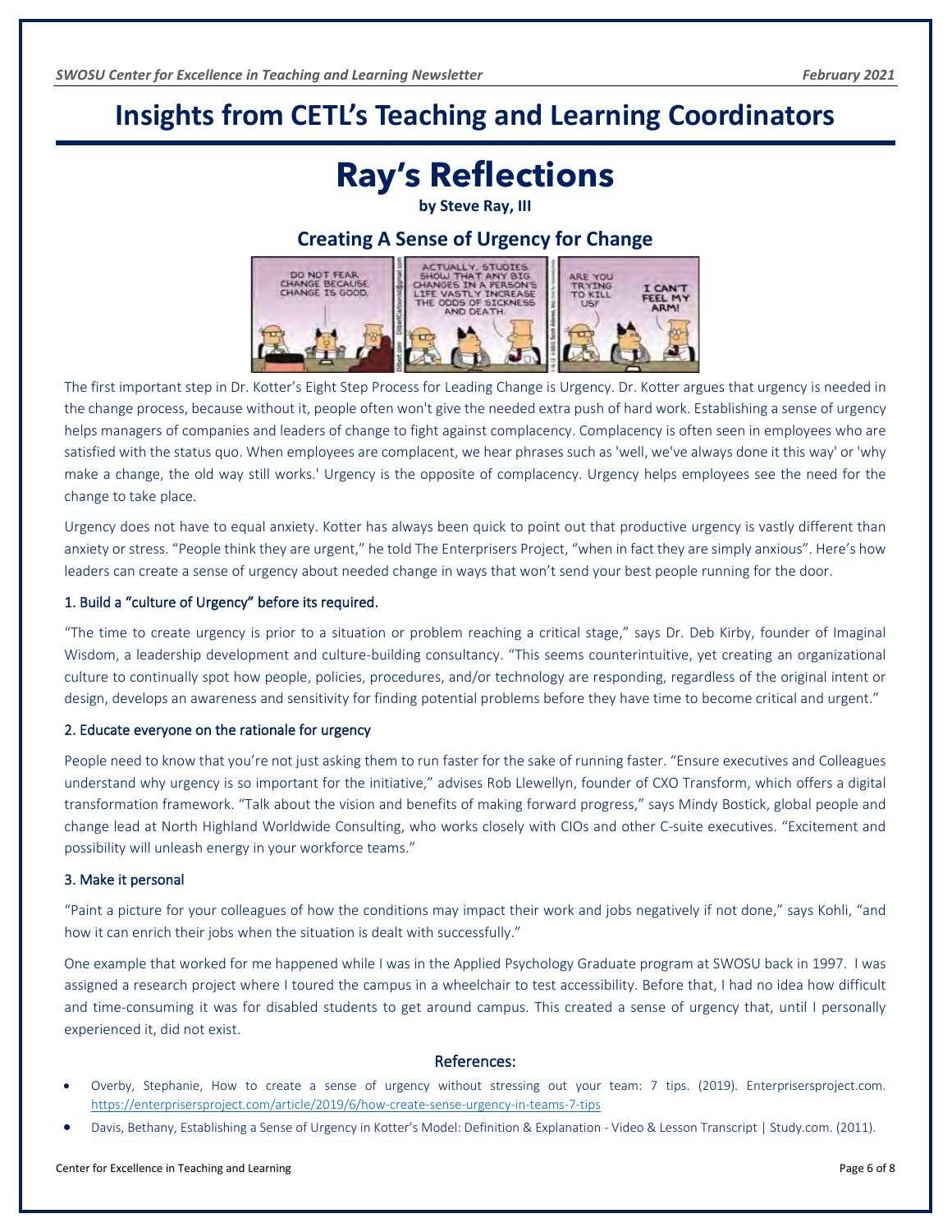# Insights from CETL's Teaching and Learning Coordinators

## Ray's Reflections

**by Steve Ray, III**

### Creating A Sense of Urgency for Change

The first important step in Dr. Kotter's Eight Step Process for Leading Change is Urgency. Dr. Kotter argues that urgency is needed in the change process, because without it, people often won't give the needed extra push of hard work. Establishing a sense of urgency helps managers of companies and leaders of change to fight against complacency. Complacency is often seen in employees who are satisfied with the status quo. When employees are complacent, we hear phrases such as 'well, we've always done it this way' or 'why make a change, the old way still works.' Urgency is the opposite of complacency. Urgency helps employees see the need for the change to take place.

Urgency does not have to equal anxiety. Kotter has always been quick to point out that productive urgency is vastly different than anxiety or stress. "People think they are urgent," he told The Enterprisers Project, "when in fact they are simply anxious". Here's how leaders can create a sense of urgency about needed change in ways that won't send your best people running for the door.

#### 1. Build a "culture of Urgency" before its required.

"The time to create urgency is prior to a situation or problem reaching a critical stage," says Dr. Deb Kirby, founder of Imaginal Wisdom, a leadership development and culture-building consultancy. "This seems counterintuitive, yet creating an organizational culture to continually spot how people, policies, procedures, and/or technology are responding, regardless of the original intent or design, develops an awareness and sensitivity for finding potential problems before they have time to become critical and urgent."

#### 2. Educate everyone on the rationale for urgency

People need to know that you're not just asking them to run faster for the sake of running faster. "Ensure executives and Colleagues understand why urgency is so important for the initiative," advises Rob Llewellyn, founder of CXO Transform, which offers a digital transformation framework. "Talk about the vision and benefits of making forward progress," says Mindy Bostick, global people and change lead at North Highland Worldwide Consulting, who works closely with CIOs and other C-suite executives. "Excitement and possibility will unleash energy in your workforce teams."

#### 3. Make it personal

"Paint a picture for your colleagues of how the conditions may impact their work and jobs negatively if not done," says Kohli, "and how it can enrich their jobs when the situation is dealt with successfully."

One example that worked for me happened while I was in the Applied Psychology Graduate program at SWOSU back in 1997. I was assigned a research project where I toured the campus in a wheelchair to test accessibility. Before that, I had no idea how difficult and time-consuming it was for disabled students to get around campus. This created a sense of urgency that, until I personally experienced it, did not exist.

#### References:

- Overby, Stephanie, How to create a sense of urgency without stressing out your team: 7 tips. (2019). Enterprisersproject.com. https://enterprisersproject.com/article/2019/6/how-create-sense-urgency-in-teams-7-tips
- Davis, Bethany, Establishing a Sense of Urgency in Kotter's Model: Definition & Explanation - Video & Lesson Transcript | Study.com. (2011).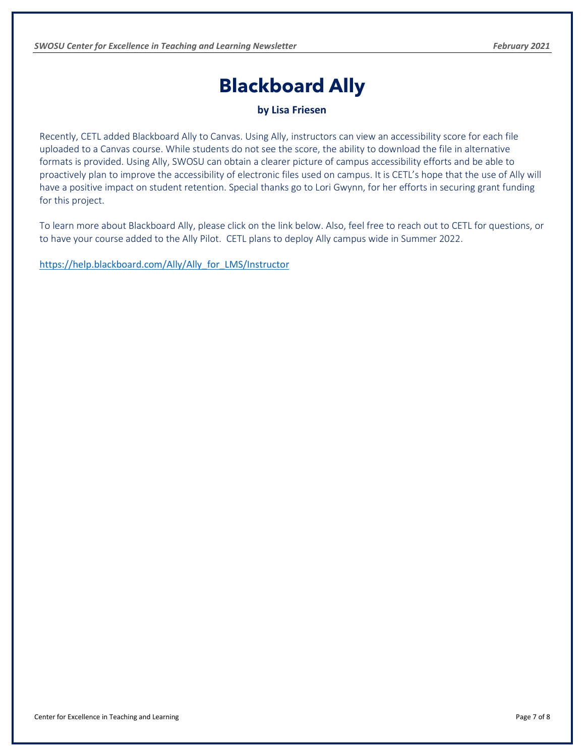# Blackboard Ally

**by Lisa Friesen**

Recently, CETL added Blackboard Ally to Canvas. Using Ally, instructors can view an accessibility score for each file uploaded to a Canvas course. While students do not see the score, the ability to download the file in alternative formats is provided. Using Ally, SWOSU can obtain a clearer picture of campus accessibility efforts and be able to proactively plan to improve the accessibility of electronic files used on campus. It is CETL's hope that the use of Ally will have a positive impact on student retention. Special thanks go to Lori Gwynn, for her efforts in securing grant funding for this project.

To learn more about Blackboard Ally, please click on the link below. Also, feel free to reach out to CETL for questions, or to have your course added to the Ally Pilot. CETL plans to deploy Ally campus wide in Summer 2022.

https://help.blackboard.com/Ally/Ally_for_LMS/Instructor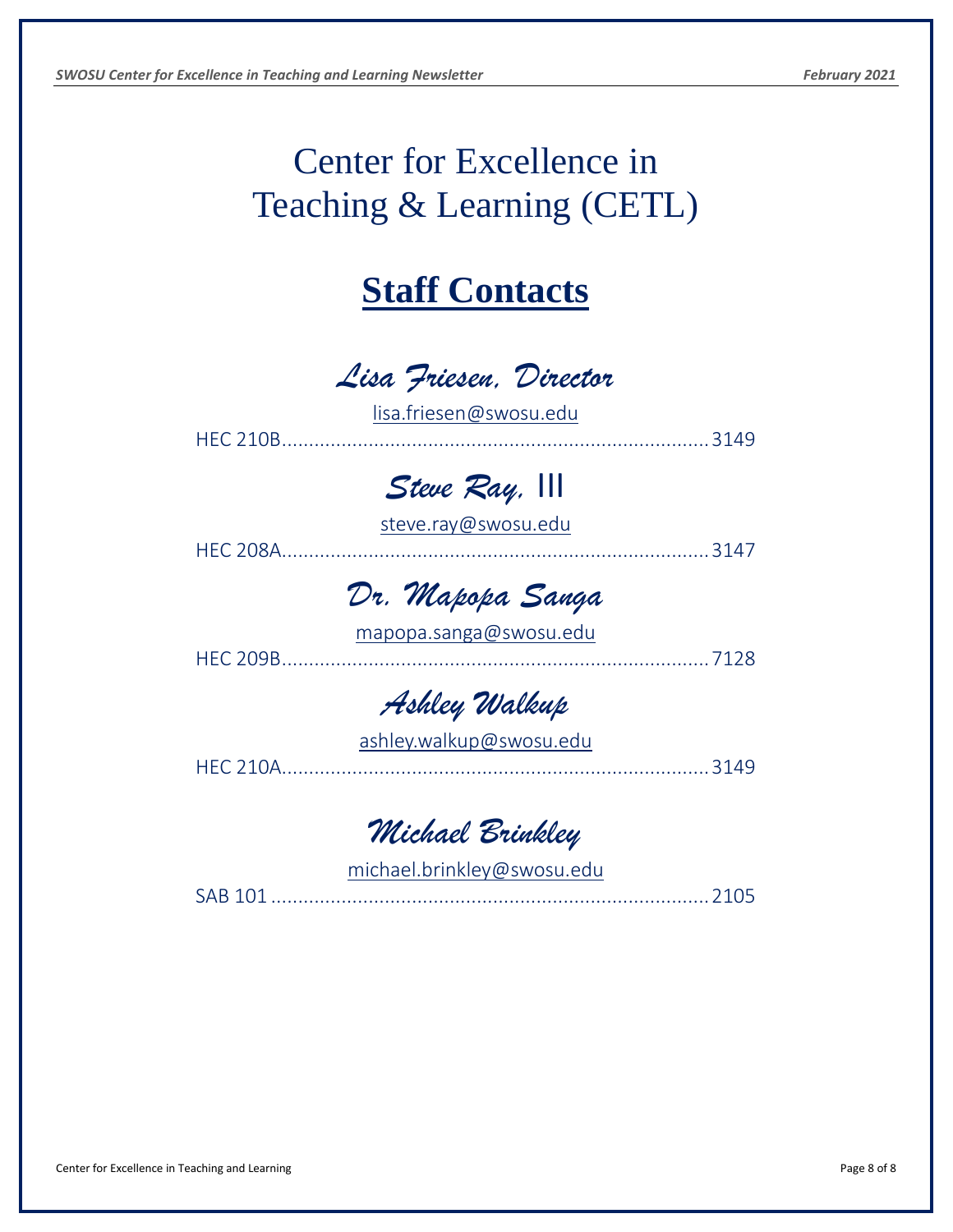# Center for Excellence in Teaching & Learning (CETL)

## Staff Contacts

### *Lisa Friesen, Director*

lisa.friesen@swosu.edu

HEC 210B.............................................................................3149

### *Steve Ray,* III

steve.ray@swosu.edu

HEC 208A.............................................................................3147

### *Dr. Mapopa Sanga*

mapopa.sanga@swosu.edu

HEC 209B.............................................................................7128

### *Ashley Walkup*

ashley.walkup@swosu.edu

HEC 210A.............................................................................3149

### *Michael Brinkley*

michael.brinkley@swosu.edu

SAB 101 ..............................................................................2105